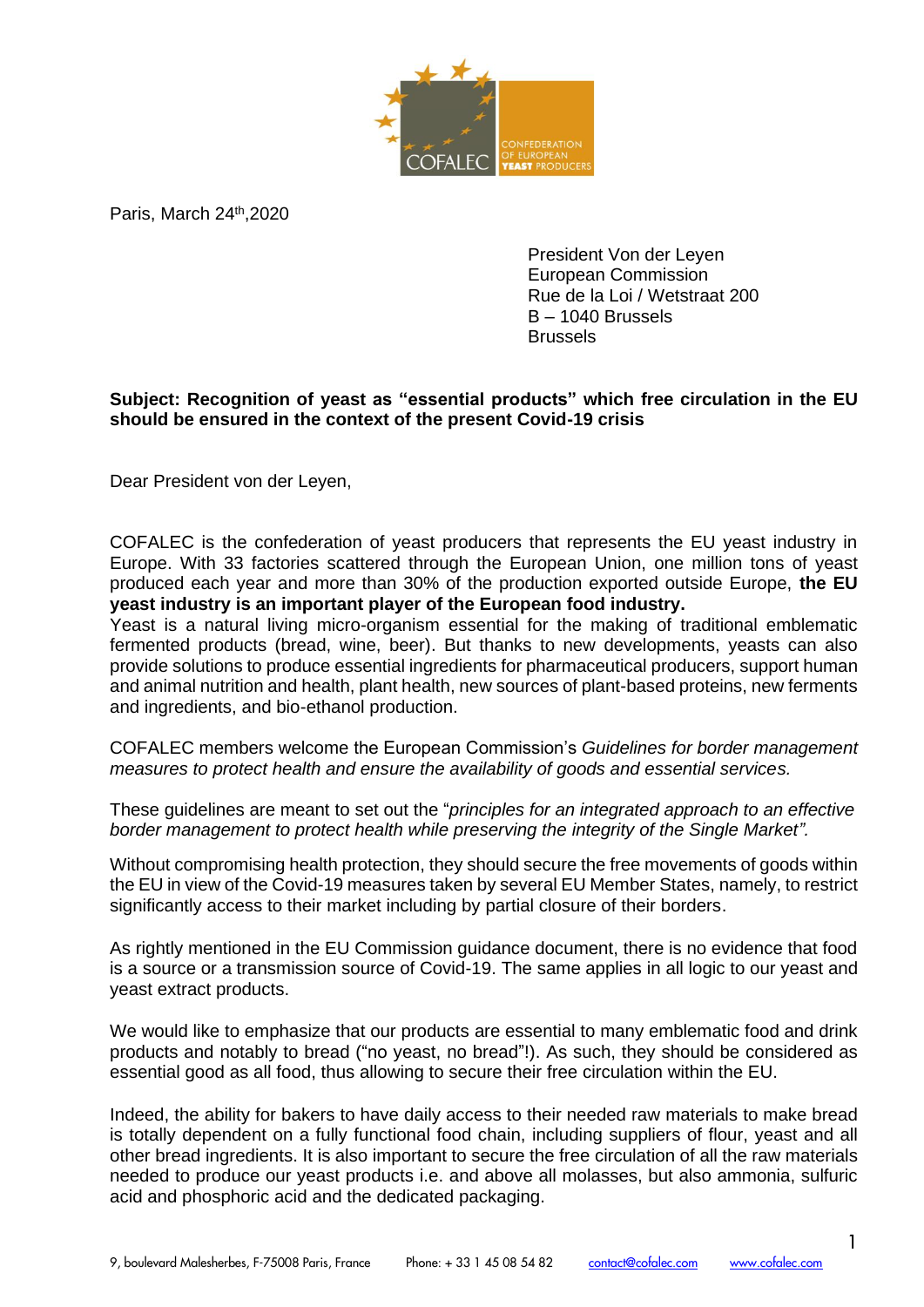Paris, March 24th,2020

President Von der Leyen
European Commission
Rue de la Loi / Wetstraat 200
B – 1040 Brussels
Brussels

**Subject: Recognition of yeast as "essential products" which free circulation in the EU should be ensured in the context of the present Covid-19 crisis**

Dear President von der Leyen,

COFALEC is the confederation of yeast producers that represents the EU yeast industry in Europe. With 33 factories scattered through the European Union, one million tons of yeast produced each year and more than 30% of the production exported outside Europe, **the EU yeast industry is an important player of the European food industry.**
Yeast is a natural living micro-organism essential for the making of traditional emblematic fermented products (bread, wine, beer). But thanks to new developments, yeasts can also provide solutions to produce essential ingredients for pharmaceutical producers, support human and animal nutrition and health, plant health, new sources of plant-based proteins, new ferments and ingredients, and bio-ethanol production.

COFALEC members welcome the European Commission's *Guidelines for border management measures to protect health and ensure the availability of goods and essential services.*

These guidelines are meant to set out the "*principles for an integrated approach to an effective border management to protect health while preserving the integrity of the Single Market".*

Without compromising health protection, they should secure the free movements of goods within the EU in view of the Covid-19 measures taken by several EU Member States, namely, to restrict significantly access to their market including by partial closure of their borders.

As rightly mentioned in the EU Commission guidance document, there is no evidence that food is a source or a transmission source of Covid-19. The same applies in all logic to our yeast and yeast extract products.

We would like to emphasize that our products are essential to many emblematic food and drink products and notably to bread ("no yeast, no bread"!). As such, they should be considered as essential good as all food, thus allowing to secure their free circulation within the EU.

Indeed, the ability for bakers to have daily access to their needed raw materials to make bread is totally dependent on a fully functional food chain, including suppliers of flour, yeast and all other bread ingredients. It is also important to secure the free circulation of all the raw materials needed to produce our yeast products i.e. and above all molasses, but also ammonia, sulfuric acid and phosphoric acid and the dedicated packaging.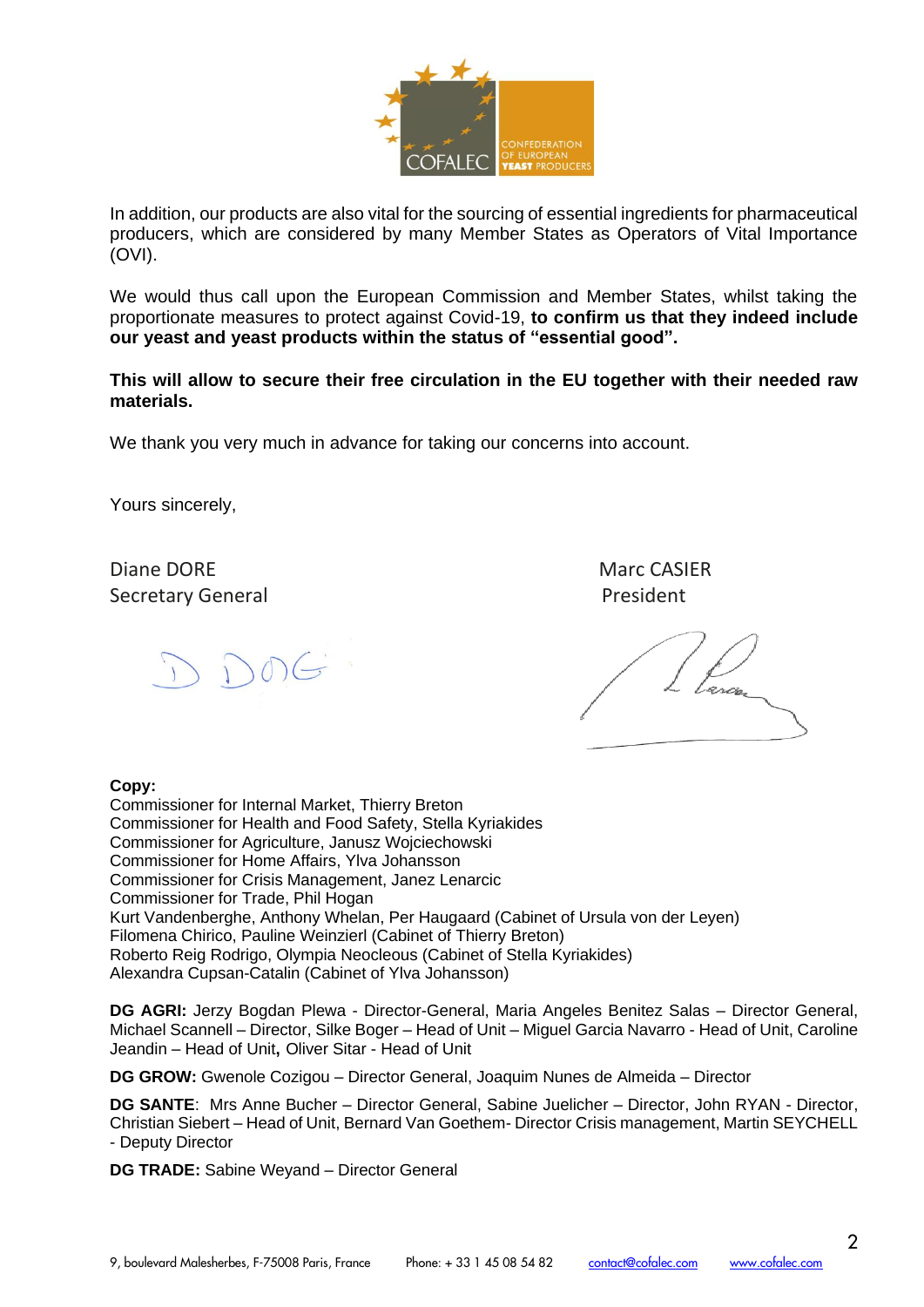In addition, our products are also vital for the sourcing of essential ingredients for pharmaceutical producers, which are considered by many Member States as Operators of Vital Importance (OVI).

We would thus call upon the European Commission and Member States, whilst taking the proportionate measures to protect against Covid-19, **to confirm us that they indeed include our yeast and yeast products within the status of "essential good".**

**This will allow to secure their free circulation in the EU together with their needed raw materials.**

We thank you very much in advance for taking our concerns into account.

Yours sincerely,

Diane DORE
Secretary General

Marc CASIER
President

**Copy:**
Commissioner for Internal Market, Thierry Breton
Commissioner for Health and Food Safety, Stella Kyriakides
Commissioner for Agriculture, Janusz Wojciechowski
Commissioner for Home Affairs, Ylva Johansson
Commissioner for Crisis Management, Janez Lenarcic
Commissioner for Trade, Phil Hogan
Kurt Vandenberghe, Anthony Whelan, Per Haugaard (Cabinet of Ursula von der Leyen)
Filomena Chirico, Pauline Weinzierl (Cabinet of Thierry Breton)
Roberto Reig Rodrigo, Olympia Neocleous (Cabinet of Stella Kyriakides)
Alexandra Cupsan-Catalin (Cabinet of Ylva Johansson)

**DG AGRI:** Jerzy Bogdan Plewa - Director-General, Maria Angeles Benitez Salas – Director General, Michael Scannell – Director, Silke Boger – Head of Unit – Miguel Garcia Navarro - Head of Unit, Caroline Jeandin – Head of Unit**,** Oliver Sitar - Head of Unit

**DG GROW:** Gwenole Cozigou – Director General, Joaquim Nunes de Almeida – Director

**DG SANTE**: Mrs Anne Bucher – Director General, Sabine Juelicher – Director, John RYAN - Director, Christian Siebert – Head of Unit, Bernard Van Goethem- Director Crisis management, Martin SEYCHELL - Deputy Director

**DG TRADE:** Sabine Weyand – Director General

9, boulevard Malesherbes, F-75008 Paris, France   Phone: + 33 1 45 08 54 82   contact@cofalec.com   www.cofalec.com